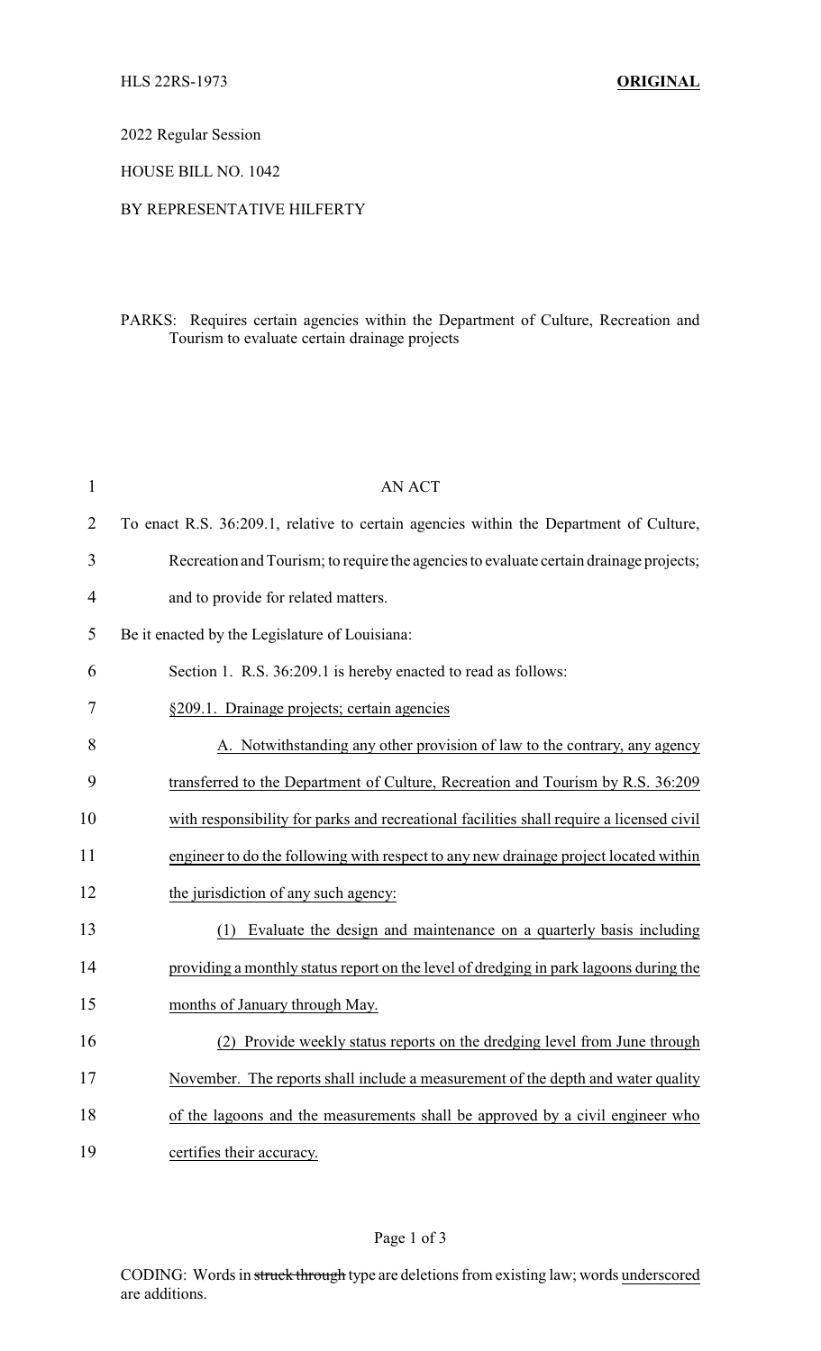HLS 22RS-1973 **ORIGINAL**

2022 Regular Session

HOUSE BILL NO. 1042

BY REPRESENTATIVE HILFERTY

PARKS: Requires certain agencies within the Department of Culture, Recreation and Tourism to evaluate certain drainage projects

AN ACT

To enact R.S. 36:209.1, relative to certain agencies within the Department of Culture, Recreation and Tourism; to require the agencies to evaluate certain drainage projects; and to provide for related matters.

Be it enacted by the Legislature of Louisiana:

Section 1. R.S. 36:209.1 is hereby enacted to read as follows:

§209.1. Drainage projects; certain agencies

A. Notwithstanding any other provision of law to the contrary, any agency transferred to the Department of Culture, Recreation and Tourism by R.S. 36:209 with responsibility for parks and recreational facilities shall require a licensed civil engineer to do the following with respect to any new drainage project located within the jurisdiction of any such agency:

(1) Evaluate the design and maintenance on a quarterly basis including providing a monthly status report on the level of dredging in park lagoons during the months of January through May.

(2) Provide weekly status reports on the dredging level from June through November. The reports shall include a measurement of the depth and water quality of the lagoons and the measurements shall be approved by a civil engineer who certifies their accuracy.

CODING: Words in ~~struck through~~ type are deletions from existing law; words underscored are additions.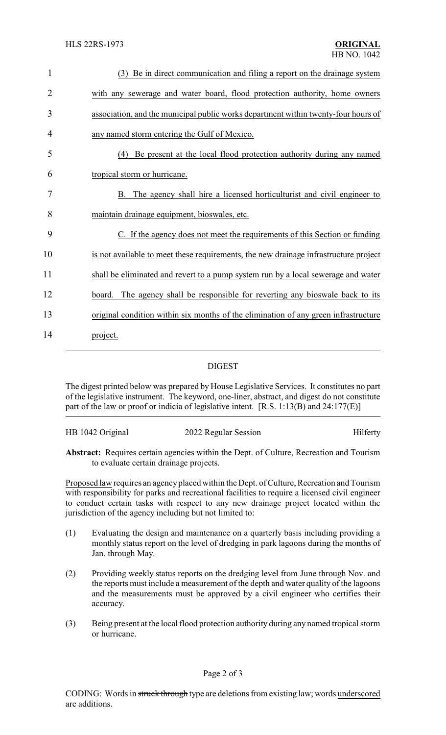(3) Be in direct communication and filing a report on the drainage system with any sewerage and water board, flood protection authority, home owners association, and the municipal public works department within twenty-four hours of any named storm entering the Gulf of Mexico.

(4) Be present at the local flood protection authority during any named tropical storm or hurricane.

B. The agency shall hire a licensed horticulturist and civil engineer to maintain drainage equipment, bioswales, etc.

C. If the agency does not meet the requirements of this Section or funding is not available to meet these requirements, the new drainage infrastructure project shall be eliminated and revert to a pump system run by a local sewerage and water board. The agency shall be responsible for reverting any bioswale back to its original condition within six months of the elimination of any green infrastructure project.

## DIGEST

The digest printed below was prepared by House Legislative Services. It constitutes no part of the legislative instrument. The keyword, one-liner, abstract, and digest do not constitute part of the law or proof or indicia of legislative intent. [R.S. 1:13(B) and 24:177(E)]

HB 1042 Original — 2022 Regular Session — Hilferty

**Abstract:** Requires certain agencies within the Dept. of Culture, Recreation and Tourism to evaluate certain drainage projects.

Proposed law requires an agency placed within the Dept. of Culture, Recreation and Tourism with responsibility for parks and recreational facilities to require a licensed civil engineer to conduct certain tasks with respect to any new drainage project located within the jurisdiction of the agency including but not limited to:

(1) Evaluating the design and maintenance on a quarterly basis including providing a monthly status report on the level of dredging in park lagoons during the months of Jan. through May.

(2) Providing weekly status reports on the dredging level from June through Nov. and the reports must include a measurement of the depth and water quality of the lagoons and the measurements must be approved by a civil engineer who certifies their accuracy.

(3) Being present at the local flood protection authority during any named tropical storm or hurricane.

CODING: Words in ~~struck through~~ type are deletions from existing law; words underscored are additions.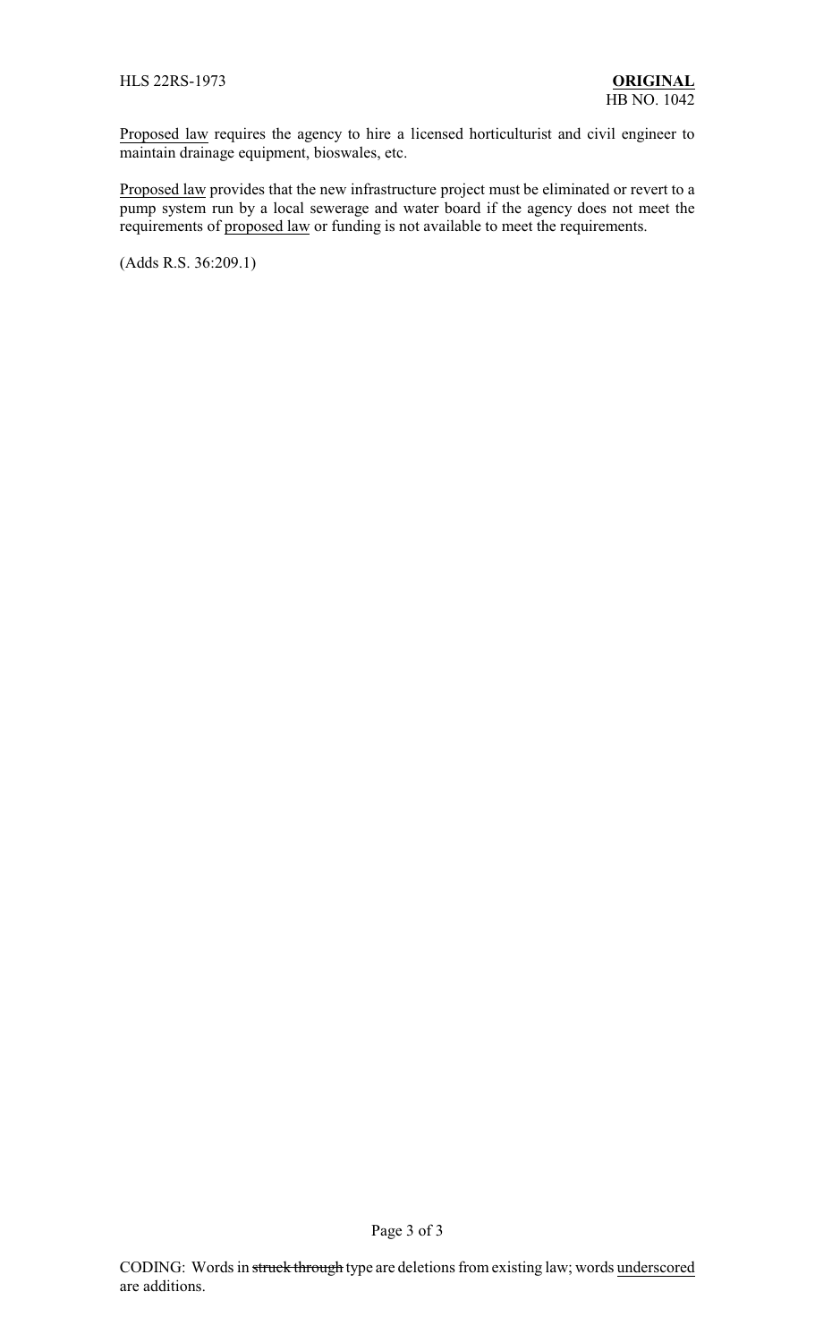Proposed law requires the agency to hire a licensed horticulturist and civil engineer to maintain drainage equipment, bioswales, etc.

Proposed law provides that the new infrastructure project must be eliminated or revert to a pump system run by a local sewerage and water board if the agency does not meet the requirements of proposed law or funding is not available to meet the requirements.

(Adds R.S. 36:209.1)

CODING: Words in ~~struck through~~ type are deletions from existing law; words underscored are additions.